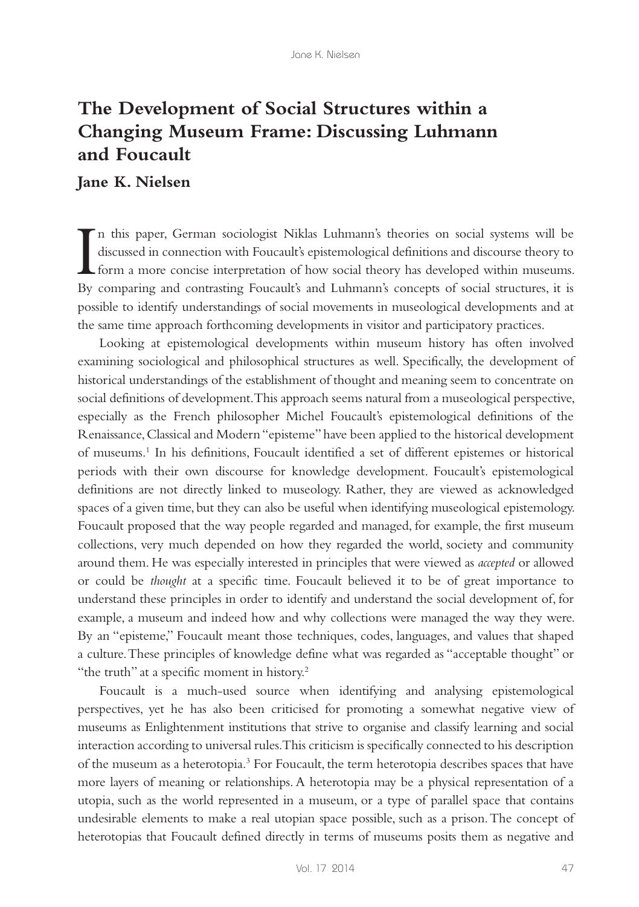# The Development of Social Structures within a Changing Museum Frame: Discussing Luhmann and Foucault

**Jane K. Nielsen**

In this paper, German sociologist Niklas Luhmann's theories on social systems will be discussed in connection with Foucault's epistemological definitions and discourse theory to form a more concise interpretation of how social theory has developed within museums. By comparing and contrasting Foucault's and Luhmann's concepts of social structures, it is possible to identify understandings of social movements in museological developments and at the same time approach forthcoming developments in visitor and participatory practices.

Looking at epistemological developments within museum history has often involved examining sociological and philosophical structures as well. Specifically, the development of historical understandings of the establishment of thought and meaning seem to concentrate on social definitions of development. This approach seems natural from a museological perspective, especially as the French philosopher Michel Foucault's epistemological definitions of the Renaissance, Classical and Modern "episteme" have been applied to the historical development of museums.[1] In his definitions, Foucault identified a set of different epistemes or historical periods with their own discourse for knowledge development. Foucault's epistemological definitions are not directly linked to museology. Rather, they are viewed as acknowledged spaces of a given time, but they can also be useful when identifying museological epistemology. Foucault proposed that the way people regarded and managed, for example, the first museum collections, very much depended on how they regarded the world, society and community around them. He was especially interested in principles that were viewed as *accepted* or allowed or could be *thought* at a specific time. Foucault believed it to be of great importance to understand these principles in order to identify and understand the social development of, for example, a museum and indeed how and why collections were managed the way they were. By an "episteme," Foucault meant those techniques, codes, languages, and values that shaped a culture. These principles of knowledge define what was regarded as "acceptable thought" or "the truth" at a specific moment in history.[2]

Foucault is a much-used source when identifying and analysing epistemological perspectives, yet he has also been criticised for promoting a somewhat negative view of museums as Enlightenment institutions that strive to organise and classify learning and social interaction according to universal rules. This criticism is specifically connected to his description of the museum as a heterotopia.[3] For Foucault, the term heterotopia describes spaces that have more layers of meaning or relationships. A heterotopia may be a physical representation of a utopia, such as the world represented in a museum, or a type of parallel space that contains undesirable elements to make a real utopian space possible, such as a prison. The concept of heterotopias that Foucault defined directly in terms of museums posits them as negative and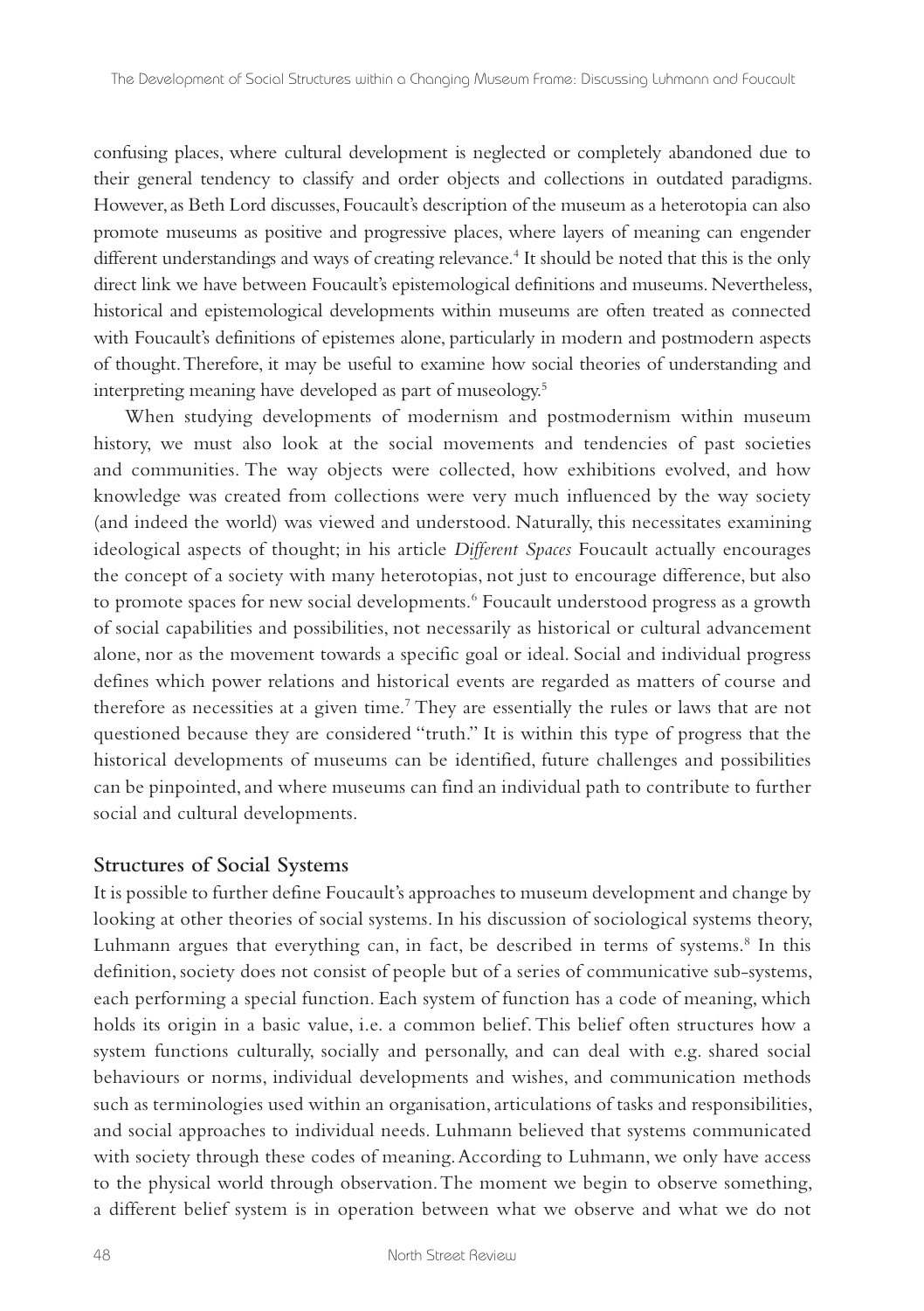confusing places, where cultural development is neglected or completely abandoned due to their general tendency to classify and order objects and collections in outdated paradigms. However, as Beth Lord discusses, Foucault's description of the museum as a heterotopia can also promote museums as positive and progressive places, where layers of meaning can engender different understandings and ways of creating relevance.[4] It should be noted that this is the only direct link we have between Foucault's epistemological definitions and museums. Nevertheless, historical and epistemological developments within museums are often treated as connected with Foucault's definitions of epistemes alone, particularly in modern and postmodern aspects of thought. Therefore, it may be useful to examine how social theories of understanding and interpreting meaning have developed as part of museology.[5]

When studying developments of modernism and postmodernism within museum history, we must also look at the social movements and tendencies of past societies and communities. The way objects were collected, how exhibitions evolved, and how knowledge was created from collections were very much influenced by the way society (and indeed the world) was viewed and understood. Naturally, this necessitates examining ideological aspects of thought; in his article *Different Spaces* Foucault actually encourages the concept of a society with many heterotopias, not just to encourage difference, but also to promote spaces for new social developments.[6] Foucault understood progress as a growth of social capabilities and possibilities, not necessarily as historical or cultural advancement alone, nor as the movement towards a specific goal or ideal. Social and individual progress defines which power relations and historical events are regarded as matters of course and therefore as necessities at a given time.[7] They are essentially the rules or laws that are not questioned because they are considered "truth." It is within this type of progress that the historical developments of museums can be identified, future challenges and possibilities can be pinpointed, and where museums can find an individual path to contribute to further social and cultural developments.

## Structures of Social Systems

It is possible to further define Foucault's approaches to museum development and change by looking at other theories of social systems. In his discussion of sociological systems theory, Luhmann argues that everything can, in fact, be described in terms of systems.[8] In this definition, society does not consist of people but of a series of communicative sub-systems, each performing a special function. Each system of function has a code of meaning, which holds its origin in a basic value, i.e. a common belief. This belief often structures how a system functions culturally, socially and personally, and can deal with e.g. shared social behaviours or norms, individual developments and wishes, and communication methods such as terminologies used within an organisation, articulations of tasks and responsibilities, and social approaches to individual needs. Luhmann believed that systems communicated with society through these codes of meaning. According to Luhmann, we only have access to the physical world through observation. The moment we begin to observe something, a different belief system is in operation between what we observe and what we do not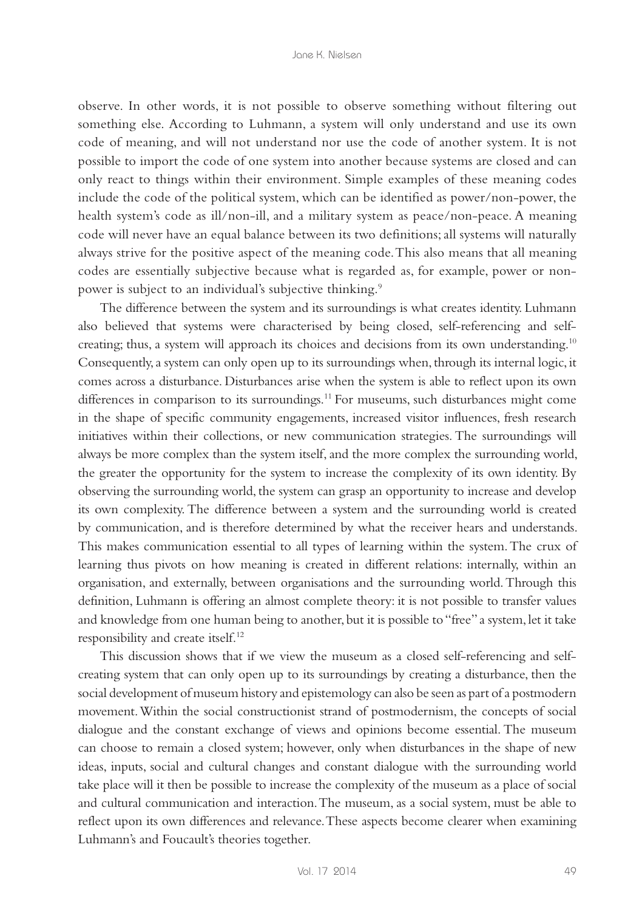observe. In other words, it is not possible to observe something without filtering out something else. According to Luhmann, a system will only understand and use its own code of meaning, and will not understand nor use the code of another system. It is not possible to import the code of one system into another because systems are closed and can only react to things within their environment. Simple examples of these meaning codes include the code of the political system, which can be identified as power/non-power, the health system's code as ill/non-ill, and a military system as peace/non-peace. A meaning code will never have an equal balance between its two definitions; all systems will naturally always strive for the positive aspect of the meaning code. This also means that all meaning codes are essentially subjective because what is regarded as, for example, power or non-power is subject to an individual's subjective thinking.[9]

The difference between the system and its surroundings is what creates identity. Luhmann also believed that systems were characterised by being closed, self-referencing and self-creating; thus, a system will approach its choices and decisions from its own understanding.[10] Consequently, a system can only open up to its surroundings when, through its internal logic, it comes across a disturbance. Disturbances arise when the system is able to reflect upon its own differences in comparison to its surroundings.[11] For museums, such disturbances might come in the shape of specific community engagements, increased visitor influences, fresh research initiatives within their collections, or new communication strategies. The surroundings will always be more complex than the system itself, and the more complex the surrounding world, the greater the opportunity for the system to increase the complexity of its own identity. By observing the surrounding world, the system can grasp an opportunity to increase and develop its own complexity. The difference between a system and the surrounding world is created by communication, and is therefore determined by what the receiver hears and understands. This makes communication essential to all types of learning within the system. The crux of learning thus pivots on how meaning is created in different relations: internally, within an organisation, and externally, between organisations and the surrounding world. Through this definition, Luhmann is offering an almost complete theory: it is not possible to transfer values and knowledge from one human being to another, but it is possible to "free" a system, let it take responsibility and create itself.[12]

This discussion shows that if we view the museum as a closed self-referencing and self-creating system that can only open up to its surroundings by creating a disturbance, then the social development of museum history and epistemology can also be seen as part of a postmodern movement. Within the social constructionist strand of postmodernism, the concepts of social dialogue and the constant exchange of views and opinions become essential. The museum can choose to remain a closed system; however, only when disturbances in the shape of new ideas, inputs, social and cultural changes and constant dialogue with the surrounding world take place will it then be possible to increase the complexity of the museum as a place of social and cultural communication and interaction. The museum, as a social system, must be able to reflect upon its own differences and relevance. These aspects become clearer when examining Luhmann's and Foucault's theories together.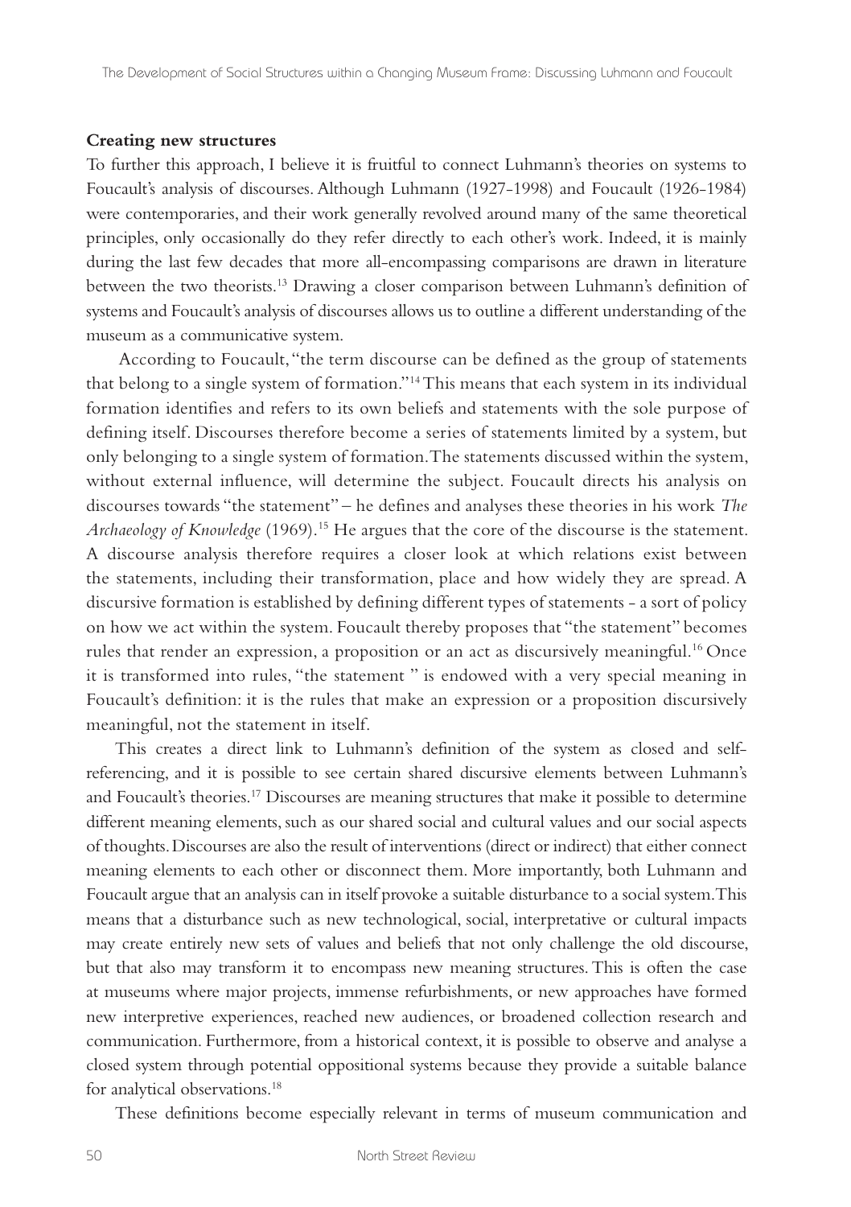### Creating new structures

To further this approach, I believe it is fruitful to connect Luhmann's theories on systems to Foucault's analysis of discourses. Although Luhmann (1927-1998) and Foucault (1926-1984) were contemporaries, and their work generally revolved around many of the same theoretical principles, only occasionally do they refer directly to each other's work. Indeed, it is mainly during the last few decades that more all-encompassing comparisons are drawn in literature between the two theorists.[13] Drawing a closer comparison between Luhmann's definition of systems and Foucault's analysis of discourses allows us to outline a different understanding of the museum as a communicative system.

According to Foucault, "the term discourse can be defined as the group of statements that belong to a single system of formation."[14] This means that each system in its individual formation identifies and refers to its own beliefs and statements with the sole purpose of defining itself. Discourses therefore become a series of statements limited by a system, but only belonging to a single system of formation. The statements discussed within the system, without external influence, will determine the subject. Foucault directs his analysis on discourses towards "the statement" – he defines and analyses these theories in his work *The Archaeology of Knowledge* (1969).[15] He argues that the core of the discourse is the statement. A discourse analysis therefore requires a closer look at which relations exist between the statements, including their transformation, place and how widely they are spread. A discursive formation is established by defining different types of statements - a sort of policy on how we act within the system. Foucault thereby proposes that "the statement" becomes rules that render an expression, a proposition or an act as discursively meaningful.[16] Once it is transformed into rules, "the statement " is endowed with a very special meaning in Foucault's definition: it is the rules that make an expression or a proposition discursively meaningful, not the statement in itself.

This creates a direct link to Luhmann's definition of the system as closed and self-referencing, and it is possible to see certain shared discursive elements between Luhmann's and Foucault's theories.[17] Discourses are meaning structures that make it possible to determine different meaning elements, such as our shared social and cultural values and our social aspects of thoughts. Discourses are also the result of interventions (direct or indirect) that either connect meaning elements to each other or disconnect them. More importantly, both Luhmann and Foucault argue that an analysis can in itself provoke a suitable disturbance to a social system. This means that a disturbance such as new technological, social, interpretative or cultural impacts may create entirely new sets of values and beliefs that not only challenge the old discourse, but that also may transform it to encompass new meaning structures. This is often the case at museums where major projects, immense refurbishments, or new approaches have formed new interpretive experiences, reached new audiences, or broadened collection research and communication. Furthermore, from a historical context, it is possible to observe and analyse a closed system through potential oppositional systems because they provide a suitable balance for analytical observations.[18]

These definitions become especially relevant in terms of museum communication and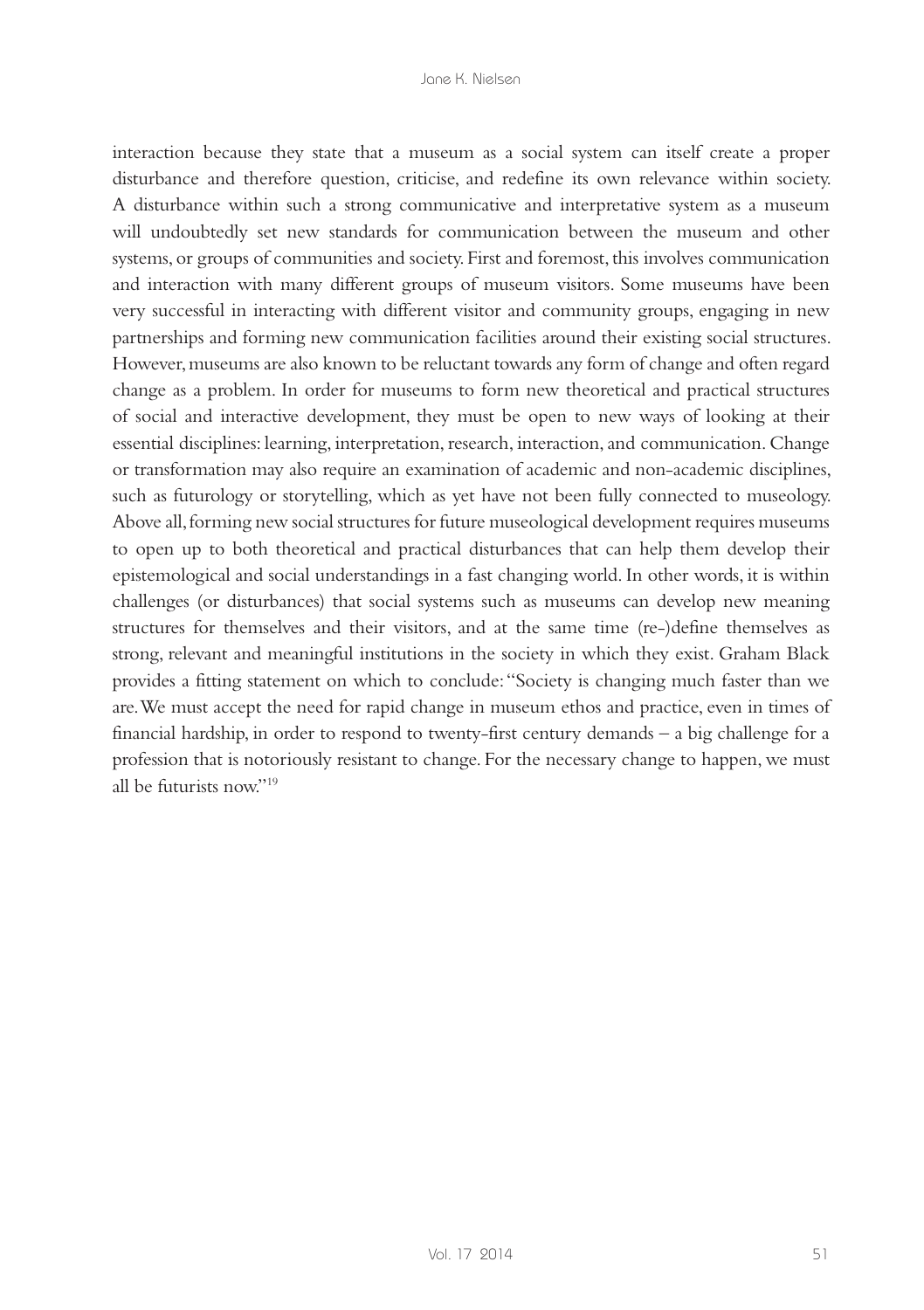interaction because they state that a museum as a social system can itself create a proper disturbance and therefore question, criticise, and redefine its own relevance within society. A disturbance within such a strong communicative and interpretative system as a museum will undoubtedly set new standards for communication between the museum and other systems, or groups of communities and society. First and foremost, this involves communication and interaction with many different groups of museum visitors. Some museums have been very successful in interacting with different visitor and community groups, engaging in new partnerships and forming new communication facilities around their existing social structures. However, museums are also known to be reluctant towards any form of change and often regard change as a problem. In order for museums to form new theoretical and practical structures of social and interactive development, they must be open to new ways of looking at their essential disciplines: learning, interpretation, research, interaction, and communication. Change or transformation may also require an examination of academic and non-academic disciplines, such as futurology or storytelling, which as yet have not been fully connected to museology. Above all, forming new social structures for future museological development requires museums to open up to both theoretical and practical disturbances that can help them develop their epistemological and social understandings in a fast changing world. In other words, it is within challenges (or disturbances) that social systems such as museums can develop new meaning structures for themselves and their visitors, and at the same time (re-)define themselves as strong, relevant and meaningful institutions in the society in which they exist. Graham Black provides a fitting statement on which to conclude: "Society is changing much faster than we are. We must accept the need for rapid change in museum ethos and practice, even in times of financial hardship, in order to respond to twenty-first century demands – a big challenge for a profession that is notoriously resistant to change. For the necessary change to happen, we must all be futurists now."[19]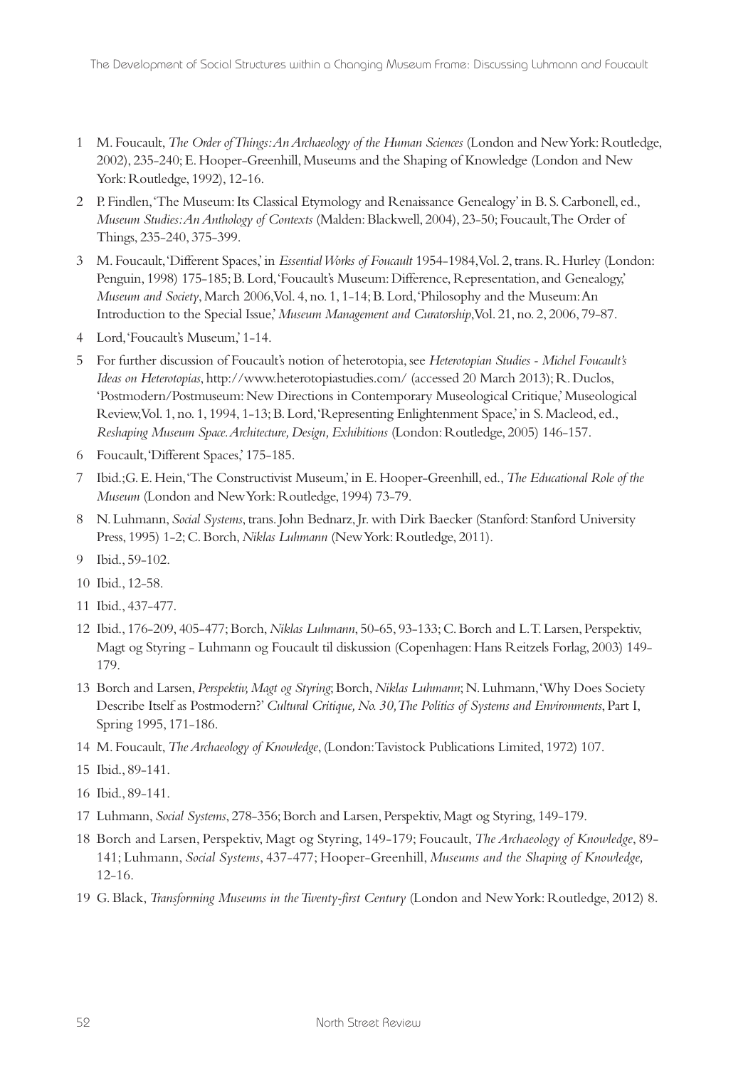1. M. Foucault, *The Order of Things: An Archaeology of the Human Sciences* (London and New York: Routledge, 2002), 235-240; E. Hooper-Greenhill, Museums and the Shaping of Knowledge (London and New York: Routledge, 1992), 12-16.
2. P. Findlen, 'The Museum: Its Classical Etymology and Renaissance Genealogy' in B. S. Carbonell, ed., *Museum Studies: An Anthology of Contexts* (Malden: Blackwell, 2004), 23-50; Foucault, The Order of Things, 235-240, 375-399.
3. M. Foucault, 'Different Spaces,' in *Essential Works of Foucault* 1954-1984, Vol. 2, trans. R. Hurley (London: Penguin, 1998) 175-185; B. Lord, 'Foucault's Museum: Difference, Representation, and Genealogy,' *Museum and Society*, March 2006, Vol. 4, no. 1, 1-14; B. Lord, 'Philosophy and the Museum: An Introduction to the Special Issue,' *Museum Management and Curatorship*, Vol. 21, no. 2, 2006, 79-87.
4. Lord, 'Foucault's Museum,' 1-14.
5. For further discussion of Foucault's notion of heterotopia, see *Heterotopian Studies - Michel Foucault's Ideas on Heterotopias*, http://www.heterotopiastudies.com/ (accessed 20 March 2013); R. Duclos, 'Postmodern/Postmuseum: New Directions in Contemporary Museological Critique,' Museological Review, Vol. 1, no. 1, 1994, 1-13; B. Lord, 'Representing Enlightenment Space,' in S. Macleod, ed., *Reshaping Museum Space. Architecture, Design, Exhibitions* (London: Routledge, 2005) 146-157.
6. Foucault, 'Different Spaces,' 175-185.
7. Ibid.; G. E. Hein, 'The Constructivist Museum,' in E. Hooper-Greenhill, ed., *The Educational Role of the Museum* (London and New York: Routledge, 1994) 73-79.
8. N. Luhmann, *Social Systems*, trans. John Bednarz, Jr. with Dirk Baecker (Stanford: Stanford University Press, 1995) 1-2; C. Borch, *Niklas Luhmann* (New York: Routledge, 2011).
9. Ibid., 59-102.
10. Ibid., 12-58.
11. Ibid., 437-477.
12. Ibid., 176-209, 405-477; Borch, *Niklas Luhmann*, 50-65, 93-133; C. Borch and L. T. Larsen, Perspektiv, Magt og Styring - Luhmann og Foucault til diskussion (Copenhagen: Hans Reitzels Forlag, 2003) 149-179.
13. Borch and Larsen, *Perspektiv, Magt og Styring*; Borch, *Niklas Luhmann*; N. Luhmann, 'Why Does Society Describe Itself as Postmodern?' *Cultural Critique, No. 30, The Politics of Systems and Environments*, Part I, Spring 1995, 171-186.
14. M. Foucault, *The Archaeology of Knowledge*, (London: Tavistock Publications Limited, 1972) 107.
15. Ibid., 89-141.
16. Ibid., 89-141.
17. Luhmann, *Social Systems*, 278-356; Borch and Larsen, Perspektiv, Magt og Styring, 149-179.
18. Borch and Larsen, Perspektiv, Magt og Styring, 149-179; Foucault, *The Archaeology of Knowledge*, 89-141; Luhmann, *Social Systems*, 437-477; Hooper-Greenhill, *Museums and the Shaping of Knowledge,* 12-16.
19. G. Black, *Transforming Museums in the Twenty-first Century* (London and New York: Routledge, 2012) 8.